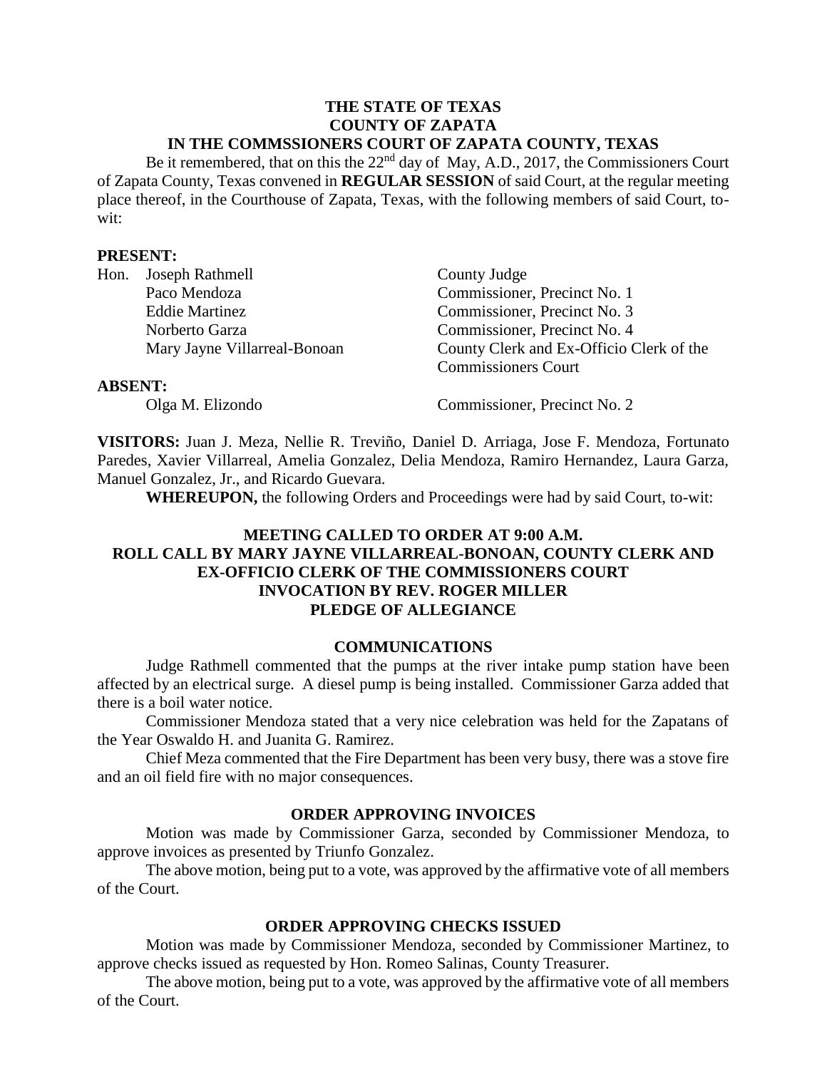**THE STATE OF TEXAS**
**COUNTY OF ZAPATA**
**IN THE COMMSSIONERS COURT OF ZAPATA COUNTY, TEXAS**

Be it remembered, that on this the 22nd day of May, A.D., 2017, the Commissioners Court of Zapata County, Texas convened in **REGULAR SESSION** of said Court, at the regular meeting place thereof, in the Courthouse of Zapata, Texas, with the following members of said Court, to-wit:

**PRESENT:**

| | |
|---|---|
| Hon. Joseph Rathmell | County Judge |
| Paco Mendoza | Commissioner, Precinct No. 1 |
| Eddie Martinez | Commissioner, Precinct No. 3 |
| Norberto Garza | Commissioner, Precinct No. 4 |
| Mary Jayne Villarreal-Bonoan | County Clerk and Ex-Officio Clerk of the Commissioners Court |

**ABSENT:**

| | |
|---|---|
| Olga M. Elizondo | Commissioner, Precinct No. 2 |

**VISITORS:** Juan J. Meza, Nellie R. Treviño, Daniel D. Arriaga, Jose F. Mendoza, Fortunato Paredes, Xavier Villarreal, Amelia Gonzalez, Delia Mendoza, Ramiro Hernandez, Laura Garza, Manuel Gonzalez, Jr., and Ricardo Guevara.

**WHEREUPON,** the following Orders and Proceedings were had by said Court, to-wit:

**MEETING CALLED TO ORDER AT 9:00 A.M.**
**ROLL CALL BY MARY JAYNE VILLARREAL-BONOAN, COUNTY CLERK AND EX-OFFICIO CLERK OF THE COMMISSIONERS COURT**
**INVOCATION BY REV. ROGER MILLER**
**PLEDGE OF ALLEGIANCE**

## COMMUNICATIONS

Judge Rathmell commented that the pumps at the river intake pump station have been affected by an electrical surge. A diesel pump is being installed. Commissioner Garza added that there is a boil water notice.

Commissioner Mendoza stated that a very nice celebration was held for the Zapatans of the Year Oswaldo H. and Juanita G. Ramirez.

Chief Meza commented that the Fire Department has been very busy, there was a stove fire and an oil field fire with no major consequences.

## ORDER APPROVING INVOICES

Motion was made by Commissioner Garza, seconded by Commissioner Mendoza, to approve invoices as presented by Triunfo Gonzalez.

The above motion, being put to a vote, was approved by the affirmative vote of all members of the Court.

## ORDER APPROVING CHECKS ISSUED

Motion was made by Commissioner Mendoza, seconded by Commissioner Martinez, to approve checks issued as requested by Hon. Romeo Salinas, County Treasurer.

The above motion, being put to a vote, was approved by the affirmative vote of all members of the Court.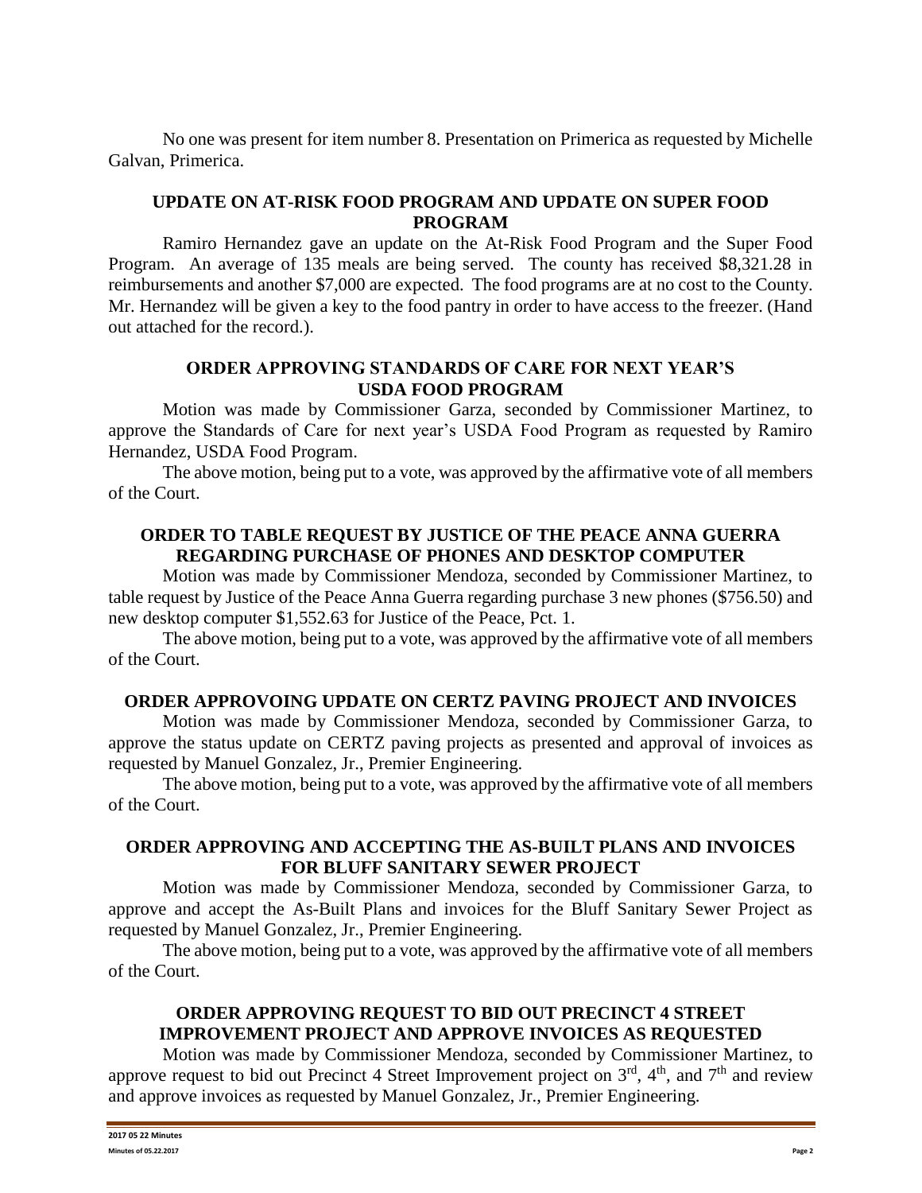No one was present for item number 8. Presentation on Primerica as requested by Michelle Galvan, Primerica.

## UPDATE ON AT-RISK FOOD PROGRAM AND UPDATE ON SUPER FOOD PROGRAM

Ramiro Hernandez gave an update on the At-Risk Food Program and the Super Food Program. An average of 135 meals are being served. The county has received $8,321.28 in reimbursements and another $7,000 are expected. The food programs are at no cost to the County. Mr. Hernandez will be given a key to the food pantry in order to have access to the freezer. (Hand out attached for the record.).

## ORDER APPROVING STANDARDS OF CARE FOR NEXT YEAR'S USDA FOOD PROGRAM

Motion was made by Commissioner Garza, seconded by Commissioner Martinez, to approve the Standards of Care for next year's USDA Food Program as requested by Ramiro Hernandez, USDA Food Program.

The above motion, being put to a vote, was approved by the affirmative vote of all members of the Court.

## ORDER TO TABLE REQUEST BY JUSTICE OF THE PEACE ANNA GUERRA REGARDING PURCHASE OF PHONES AND DESKTOP COMPUTER

Motion was made by Commissioner Mendoza, seconded by Commissioner Martinez, to table request by Justice of the Peace Anna Guerra regarding purchase 3 new phones ($756.50) and new desktop computer $1,552.63 for Justice of the Peace, Pct. 1.

The above motion, being put to a vote, was approved by the affirmative vote of all members of the Court.

## ORDER APPROVOING UPDATE ON CERTZ PAVING PROJECT AND INVOICES

Motion was made by Commissioner Mendoza, seconded by Commissioner Garza, to approve the status update on CERTZ paving projects as presented and approval of invoices as requested by Manuel Gonzalez, Jr., Premier Engineering.

The above motion, being put to a vote, was approved by the affirmative vote of all members of the Court.

## ORDER APPROVING AND ACCEPTING THE AS-BUILT PLANS AND INVOICES FOR BLUFF SANITARY SEWER PROJECT

Motion was made by Commissioner Mendoza, seconded by Commissioner Garza, to approve and accept the As-Built Plans and invoices for the Bluff Sanitary Sewer Project as requested by Manuel Gonzalez, Jr., Premier Engineering.

The above motion, being put to a vote, was approved by the affirmative vote of all members of the Court.

## ORDER APPROVING REQUEST TO BID OUT PRECINCT 4 STREET IMPROVEMENT PROJECT AND APPROVE INVOICES AS REQUESTED

Motion was made by Commissioner Mendoza, seconded by Commissioner Martinez, to approve request to bid out Precinct 4 Street Improvement project on 3rd, 4th, and 7th and review and approve invoices as requested by Manuel Gonzalez, Jr., Premier Engineering.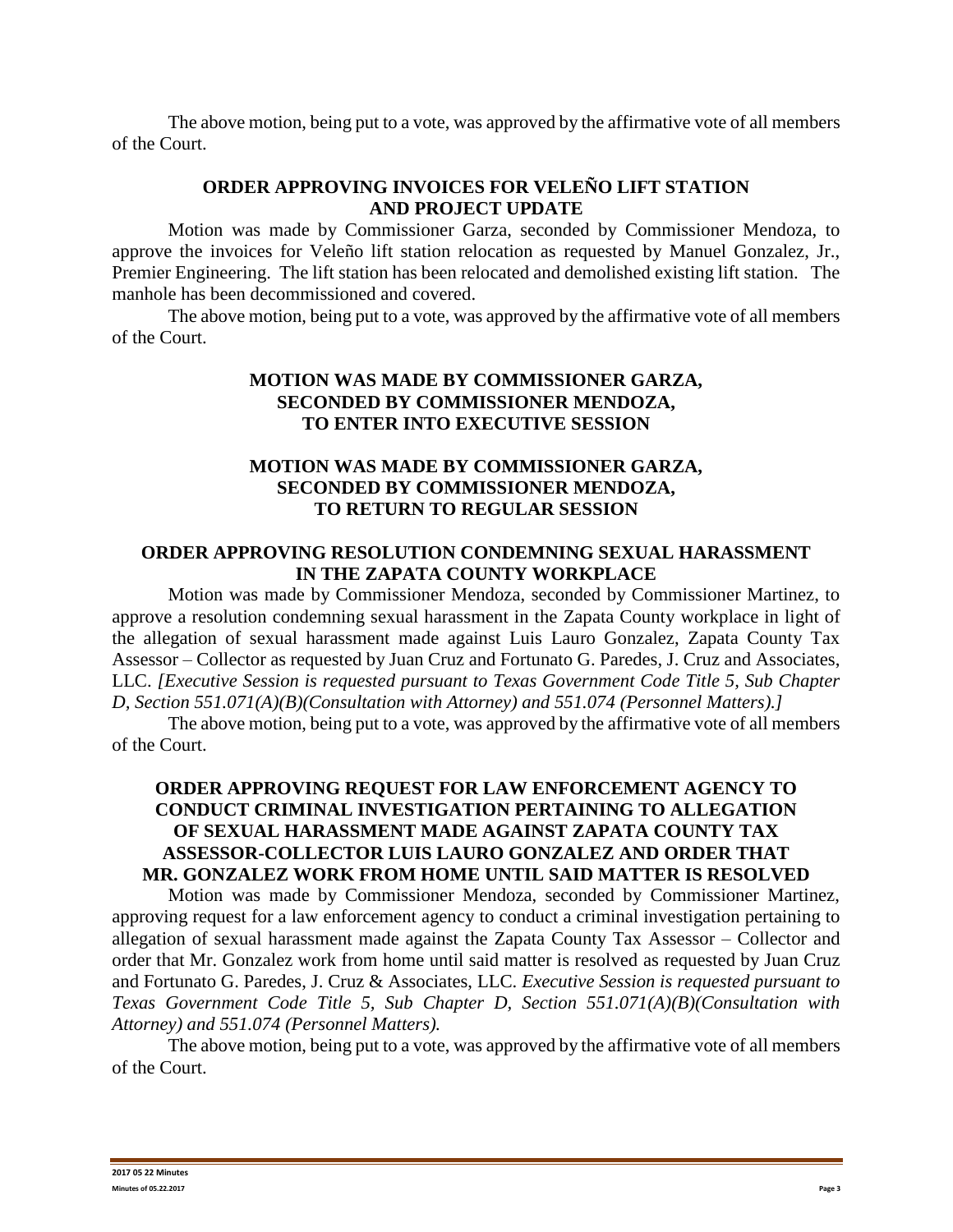The above motion, being put to a vote, was approved by the affirmative vote of all members of the Court.

### ORDER APPROVING INVOICES FOR VELEÑO LIFT STATION AND PROJECT UPDATE

Motion was made by Commissioner Garza, seconded by Commissioner Mendoza, to approve the invoices for Veleño lift station relocation as requested by Manuel Gonzalez, Jr., Premier Engineering. The lift station has been relocated and demolished existing lift station. The manhole has been decommissioned and covered.

The above motion, being put to a vote, was approved by the affirmative vote of all members of the Court.

### MOTION WAS MADE BY COMMISSIONER GARZA, SECONDED BY COMMISSIONER MENDOZA, TO ENTER INTO EXECUTIVE SESSION

### MOTION WAS MADE BY COMMISSIONER GARZA, SECONDED BY COMMISSIONER MENDOZA, TO RETURN TO REGULAR SESSION

### ORDER APPROVING RESOLUTION CONDEMNING SEXUAL HARASSMENT IN THE ZAPATA COUNTY WORKPLACE

Motion was made by Commissioner Mendoza, seconded by Commissioner Martinez, to approve a resolution condemning sexual harassment in the Zapata County workplace in light of the allegation of sexual harassment made against Luis Lauro Gonzalez, Zapata County Tax Assessor – Collector as requested by Juan Cruz and Fortunato G. Paredes, J. Cruz and Associates, LLC. *[Executive Session is requested pursuant to Texas Government Code Title 5, Sub Chapter D, Section 551.071(A)(B)(Consultation with Attorney) and 551.074 (Personnel Matters).]*

The above motion, being put to a vote, was approved by the affirmative vote of all members of the Court.

### ORDER APPROVING REQUEST FOR LAW ENFORCEMENT AGENCY TO CONDUCT CRIMINAL INVESTIGATION PERTAINING TO ALLEGATION OF SEXUAL HARASSMENT MADE AGAINST ZAPATA COUNTY TAX ASSESSOR-COLLECTOR LUIS LAURO GONZALEZ AND ORDER THAT MR. GONZALEZ WORK FROM HOME UNTIL SAID MATTER IS RESOLVED

Motion was made by Commissioner Mendoza, seconded by Commissioner Martinez, approving request for a law enforcement agency to conduct a criminal investigation pertaining to allegation of sexual harassment made against the Zapata County Tax Assessor – Collector and order that Mr. Gonzalez work from home until said matter is resolved as requested by Juan Cruz and Fortunato G. Paredes, J. Cruz & Associates, LLC. *Executive Session is requested pursuant to Texas Government Code Title 5, Sub Chapter D, Section 551.071(A)(B)(Consultation with Attorney) and 551.074 (Personnel Matters).*

The above motion, being put to a vote, was approved by the affirmative vote of all members of the Court.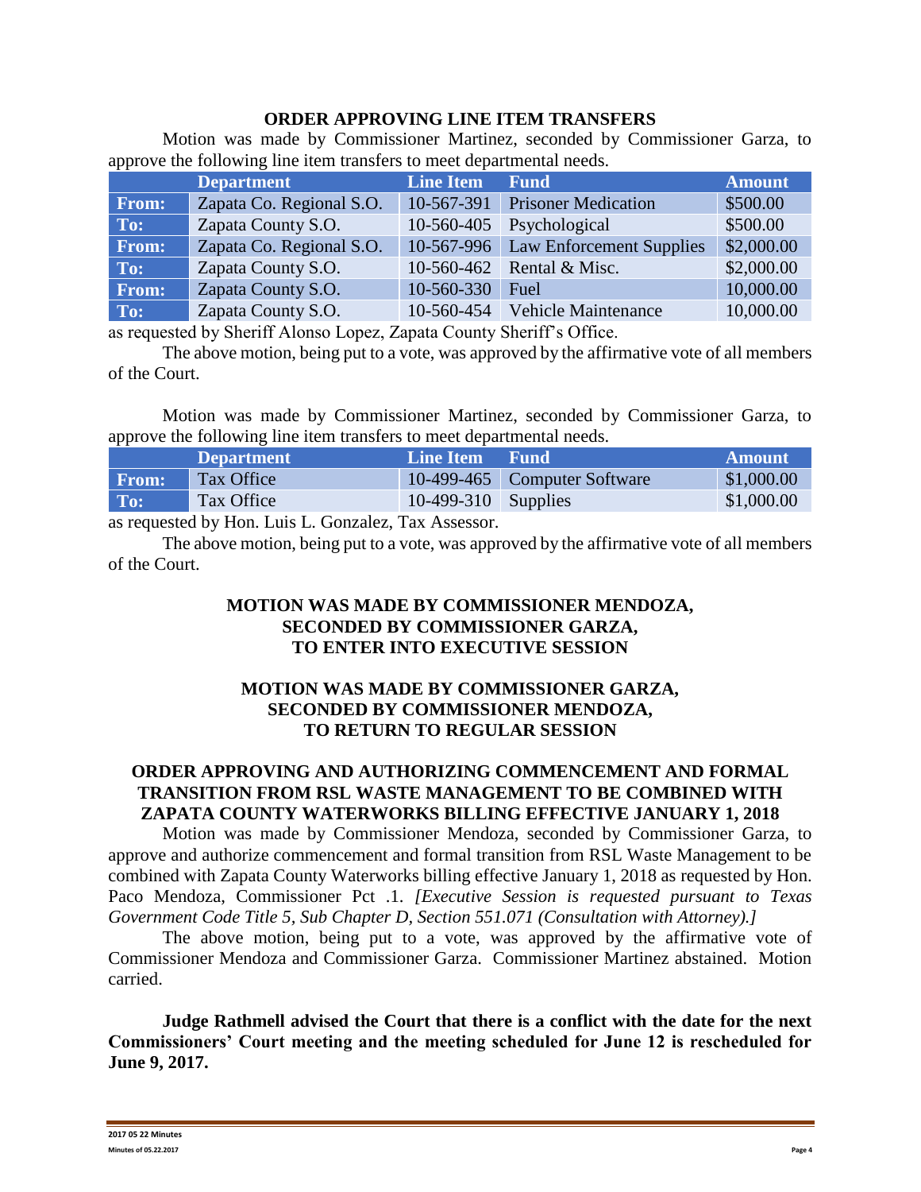### ORDER APPROVING LINE ITEM TRANSFERS

Motion was made by Commissioner Martinez, seconded by Commissioner Garza, to approve the following line item transfers to meet departmental needs.

| | Department | Line Item | Fund | Amount |
|---|---|---|---|---|
| From: | Zapata Co. Regional S.O. | 10-567-391 | Prisoner Medication | $500.00 |
| To: | Zapata County S.O. | 10-560-405 | Psychological | $500.00 |
| From: | Zapata Co. Regional S.O. | 10-567-996 | Law Enforcement Supplies | $2,000.00 |
| To: | Zapata County S.O. | 10-560-462 | Rental & Misc. | $2,000.00 |
| From: | Zapata County S.O. | 10-560-330 | Fuel | 10,000.00 |
| To: | Zapata County S.O. | 10-560-454 | Vehicle Maintenance | 10,000.00 |

as requested by Sheriff Alonso Lopez, Zapata County Sheriff's Office.

The above motion, being put to a vote, was approved by the affirmative vote of all members of the Court.

Motion was made by Commissioner Martinez, seconded by Commissioner Garza, to approve the following line item transfers to meet departmental needs.

| | Department | Line Item | Fund | Amount |
|---|---|---|---|---|
| From: | Tax Office | 10-499-465 | Computer Software | $1,000.00 |
| To: | Tax Office | 10-499-310 | Supplies | $1,000.00 |

as requested by Hon. Luis L. Gonzalez, Tax Assessor.

The above motion, being put to a vote, was approved by the affirmative vote of all members of the Court.

**MOTION WAS MADE BY COMMISSIONER MENDOZA, SECONDED BY COMMISSIONER GARZA, TO ENTER INTO EXECUTIVE SESSION**

**MOTION WAS MADE BY COMMISSIONER GARZA, SECONDED BY COMMISSIONER MENDOZA, TO RETURN TO REGULAR SESSION**

### ORDER APPROVING AND AUTHORIZING COMMENCEMENT AND FORMAL TRANSITION FROM RSL WASTE MANAGEMENT TO BE COMBINED WITH ZAPATA COUNTY WATERWORKS BILLING EFFECTIVE JANUARY 1, 2018

Motion was made by Commissioner Mendoza, seconded by Commissioner Garza, to approve and authorize commencement and formal transition from RSL Waste Management to be combined with Zapata County Waterworks billing effective January 1, 2018 as requested by Hon. Paco Mendoza, Commissioner Pct .1. *[Executive Session is requested pursuant to Texas Government Code Title 5, Sub Chapter D, Section 551.071 (Consultation with Attorney).]*

The above motion, being put to a vote, was approved by the affirmative vote of Commissioner Mendoza and Commissioner Garza. Commissioner Martinez abstained. Motion carried.

**Judge Rathmell advised the Court that there is a conflict with the date for the next Commissioners' Court meeting and the meeting scheduled for June 12 is rescheduled for June 9, 2017.**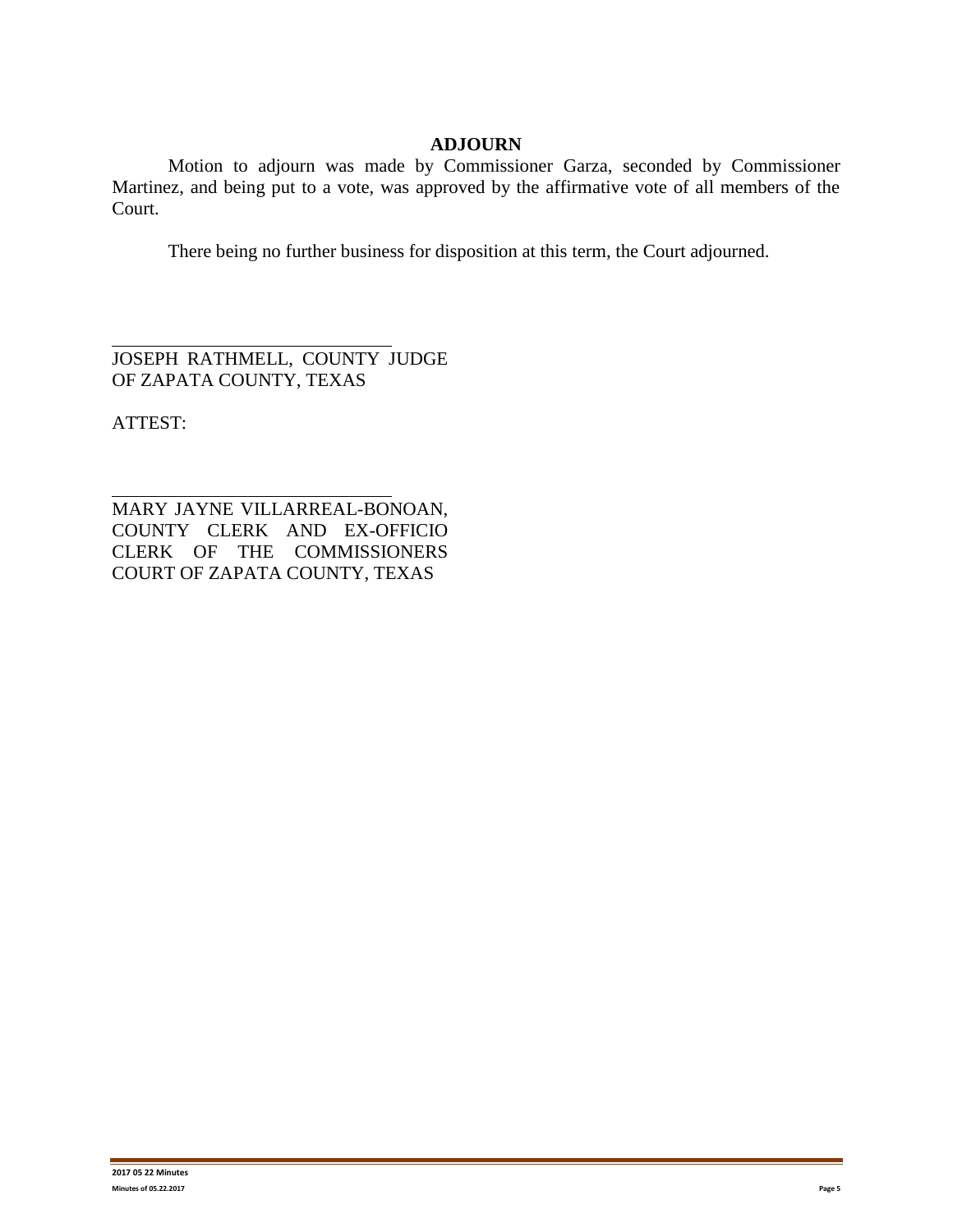## ADJOURN

Motion to adjourn was made by Commissioner Garza, seconded by Commissioner Martinez, and being put to a vote, was approved by the affirmative vote of all members of the Court.

There being no further business for disposition at this term, the Court adjourned.

_______________________________
JOSEPH RATHMELL, COUNTY JUDGE OF ZAPATA COUNTY, TEXAS

ATTEST:

_______________________________
MARY JAYNE VILLARREAL-BONOAN, COUNTY CLERK AND EX-OFFICIO CLERK OF THE COMMISSIONERS COURT OF ZAPATA COUNTY, TEXAS